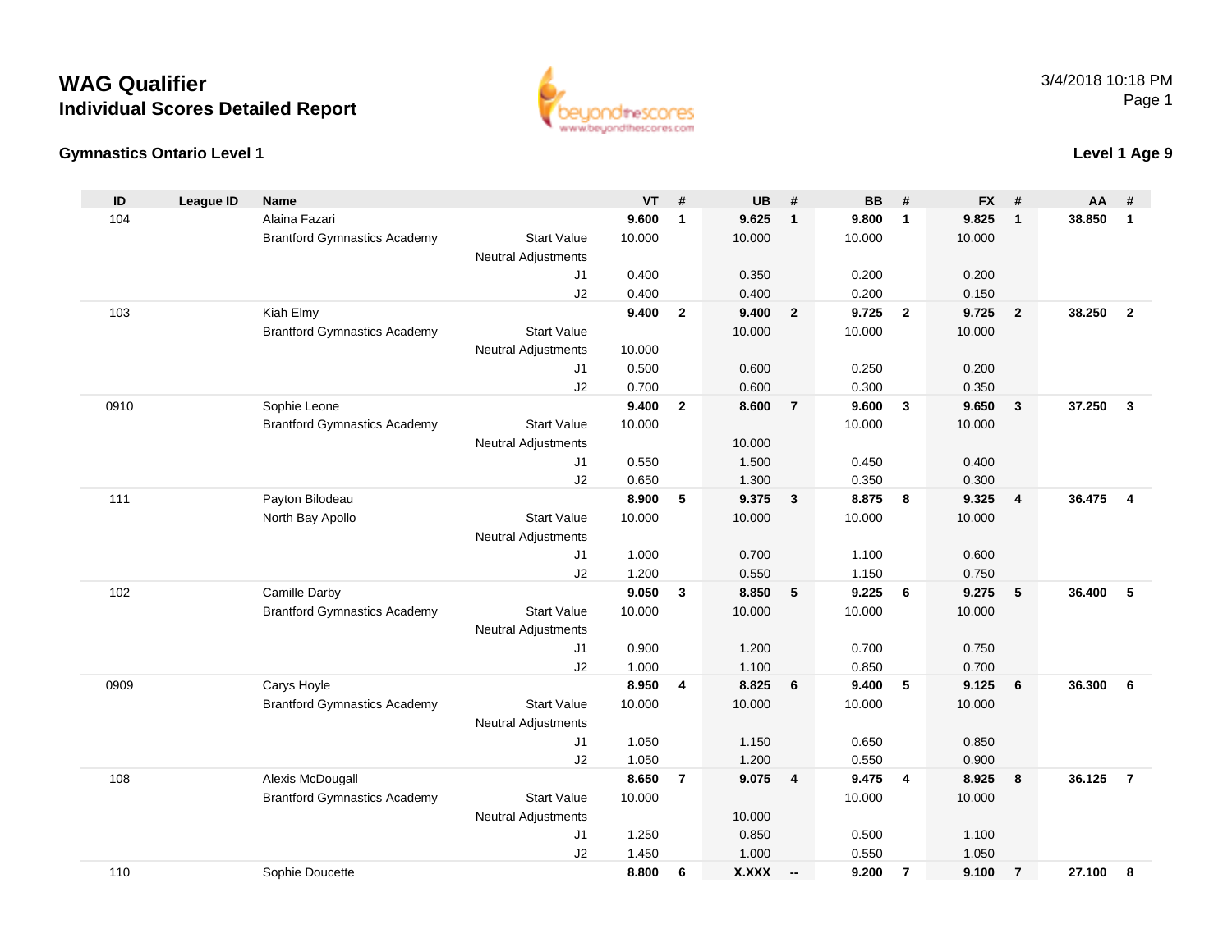# WAG Qualifier
## Individual Scores Detailed Report

3/4/2018 10:18 PM

### Gymnastics Ontario Level 1

### Level 1 Age 9

| ID | League ID | Name | | VT | # | UB | # | BB | # | FX | # | AA | # |
|---|---|---|---|---|---|---|---|---|---|---|---|---|---|
| 104 | | Alaina Fazari | | **9.600** | **1** | **9.625** | **1** | **9.800** | **1** | **9.825** | **1** | **38.850** | **1** |
| | | Brantford Gymnastics Academy | Start Value | 10.000 | | 10.000 | | 10.000 | | 10.000 | | | |
| | | | Neutral Adjustments | | | | | | | | | | |
| | | | J1 | 0.400 | | 0.350 | | 0.200 | | 0.200 | | | |
| | | | J2 | 0.400 | | 0.400 | | 0.200 | | 0.150 | | | |
| 103 | | Kiah Elmy | | **9.400** | **2** | **9.400** | **2** | **9.725** | **2** | **9.725** | **2** | **38.250** | **2** |
| | | Brantford Gymnastics Academy | Start Value | | | 10.000 | | 10.000 | | 10.000 | | | |
| | | | Neutral Adjustments | 10.000 | | | | | | | | | |
| | | | J1 | 0.500 | | 0.600 | | 0.250 | | 0.200 | | | |
| | | | J2 | 0.700 | | 0.600 | | 0.300 | | 0.350 | | | |
| 0910 | | Sophie Leone | | **9.400** | **2** | **8.600** | **7** | **9.600** | **3** | **9.650** | **3** | **37.250** | **3** |
| | | Brantford Gymnastics Academy | Start Value | 10.000 | | | | 10.000 | | 10.000 | | | |
| | | | Neutral Adjustments | | | 10.000 | | | | | | | |
| | | | J1 | 0.550 | | 1.500 | | 0.450 | | 0.400 | | | |
| | | | J2 | 0.650 | | 1.300 | | 0.350 | | 0.300 | | | |
| 111 | | Payton Bilodeau | | **8.900** | **5** | **9.375** | **3** | **8.875** | **8** | **9.325** | **4** | **36.475** | **4** |
| | | North Bay Apollo | Start Value | 10.000 | | 10.000 | | 10.000 | | 10.000 | | | |
| | | | Neutral Adjustments | | | | | | | | | | |
| | | | J1 | 1.000 | | 0.700 | | 1.100 | | 0.600 | | | |
| | | | J2 | 1.200 | | 0.550 | | 1.150 | | 0.750 | | | |
| 102 | | Camille Darby | | **9.050** | **3** | **8.850** | **5** | **9.225** | **6** | **9.275** | **5** | **36.400** | **5** |
| | | Brantford Gymnastics Academy | Start Value | 10.000 | | 10.000 | | 10.000 | | 10.000 | | | |
| | | | Neutral Adjustments | | | | | | | | | | |
| | | | J1 | 0.900 | | 1.200 | | 0.700 | | 0.750 | | | |
| | | | J2 | 1.000 | | 1.100 | | 0.850 | | 0.700 | | | |
| 0909 | | Carys Hoyle | | **8.950** | **4** | **8.825** | **6** | **9.400** | **5** | **9.125** | **6** | **36.300** | **6** |
| | | Brantford Gymnastics Academy | Start Value | 10.000 | | 10.000 | | 10.000 | | 10.000 | | | |
| | | | Neutral Adjustments | | | | | | | | | | |
| | | | J1 | 1.050 | | 1.150 | | 0.650 | | 0.850 | | | |
| | | | J2 | 1.050 | | 1.200 | | 0.550 | | 0.900 | | | |
| 108 | | Alexis McDougall | | **8.650** | **7** | **9.075** | **4** | **9.475** | **4** | **8.925** | **8** | **36.125** | **7** |
| | | Brantford Gymnastics Academy | Start Value | 10.000 | | | | 10.000 | | 10.000 | | | |
| | | | Neutral Adjustments | | | 10.000 | | | | | | | |
| | | | J1 | 1.250 | | 0.850 | | 0.500 | | 1.100 | | | |
| | | | J2 | 1.450 | | 1.000 | | 0.550 | | 1.050 | | | |
| 110 | | Sophie Doucette | | **8.800** | **6** | **X.XXX** | **--** | **9.200** | **7** | **9.100** | **7** | **27.100** | **8** |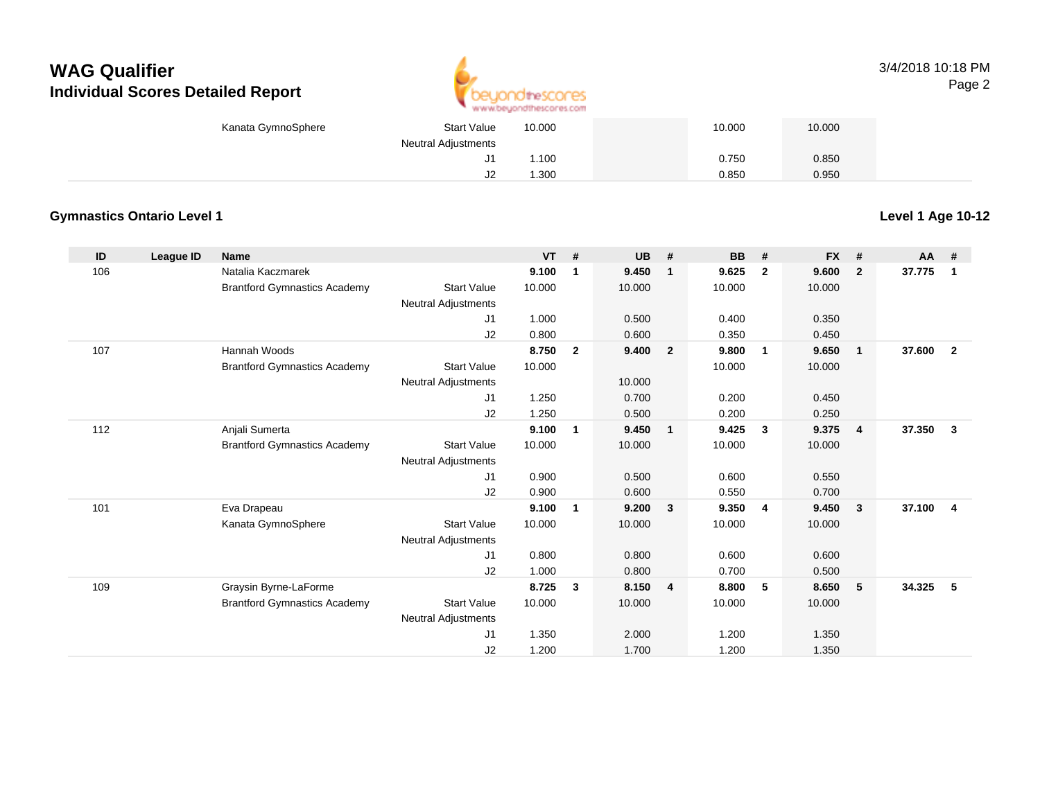# WAG Qualifier

## Individual Scores Detailed Report

3/4/2018 10:18 PM

| | | | | | | | | | | | | | |
|---|---|---|---|---|---|---|---|---|---|---|---|---|---|
| | | Kanata GymnoSphere | Start Value | 10.000 | | | | 10.000 | | 10.000 | | | |
| | | | Neutral Adjustments | | | | | | | | | | |
| | | | J1 | 1.100 | | | | 0.750 | | 0.850 | | | |
| | | | J2 | 1.300 | | | | 0.850 | | 0.950 | | | |

### Gymnastics Ontario Level 1

**Level 1 Age 10-12**

| ID | League ID | Name | | VT | # | UB | # | BB | # | FX | # | AA | # |
|---|---|---|---|---|---|---|---|---|---|---|---|---|---|
| 106 | | Natalia Kaczmarek | | **9.100** | **1** | **9.450** | **1** | **9.625** | **2** | **9.600** | **2** | **37.775** | **1** |
| | | Brantford Gymnastics Academy | Start Value | 10.000 | | 10.000 | | 10.000 | | 10.000 | | | |
| | | | Neutral Adjustments | | | | | | | | | | |
| | | | J1 | 1.000 | | 0.500 | | 0.400 | | 0.350 | | | |
| | | | J2 | 0.800 | | 0.600 | | 0.350 | | 0.450 | | | |
| 107 | | Hannah Woods | | **8.750** | **2** | **9.400** | **2** | **9.800** | **1** | **9.650** | **1** | **37.600** | **2** |
| | | Brantford Gymnastics Academy | Start Value | 10.000 | | | | 10.000 | | 10.000 | | | |
| | | | Neutral Adjustments | | | 10.000 | | | | | | | |
| | | | J1 | 1.250 | | 0.700 | | 0.200 | | 0.450 | | | |
| | | | J2 | 1.250 | | 0.500 | | 0.200 | | 0.250 | | | |
| 112 | | Anjali Sumerta | | **9.100** | **1** | **9.450** | **1** | **9.425** | **3** | **9.375** | **4** | **37.350** | **3** |
| | | Brantford Gymnastics Academy | Start Value | 10.000 | | 10.000 | | 10.000 | | 10.000 | | | |
| | | | Neutral Adjustments | | | | | | | | | | |
| | | | J1 | 0.900 | | 0.500 | | 0.600 | | 0.550 | | | |
| | | | J2 | 0.900 | | 0.600 | | 0.550 | | 0.700 | | | |
| 101 | | Eva Drapeau | | **9.100** | **1** | **9.200** | **3** | **9.350** | **4** | **9.450** | **3** | **37.100** | **4** |
| | | Kanata GymnoSphere | Start Value | 10.000 | | 10.000 | | 10.000 | | 10.000 | | | |
| | | | Neutral Adjustments | | | | | | | | | | |
| | | | J1 | 0.800 | | 0.800 | | 0.600 | | 0.600 | | | |
| | | | J2 | 1.000 | | 0.800 | | 0.700 | | 0.500 | | | |
| 109 | | Graysin Byrne-LaForme | | **8.725** | **3** | **8.150** | **4** | **8.800** | **5** | **8.650** | **5** | **34.325** | **5** |
| | | Brantford Gymnastics Academy | Start Value | 10.000 | | 10.000 | | 10.000 | | 10.000 | | | |
| | | | Neutral Adjustments | | | | | | | | | | |
| | | | J1 | 1.350 | | 2.000 | | 1.200 | | 1.350 | | | |
| | | | J2 | 1.200 | | 1.700 | | 1.200 | | 1.350 | | | |